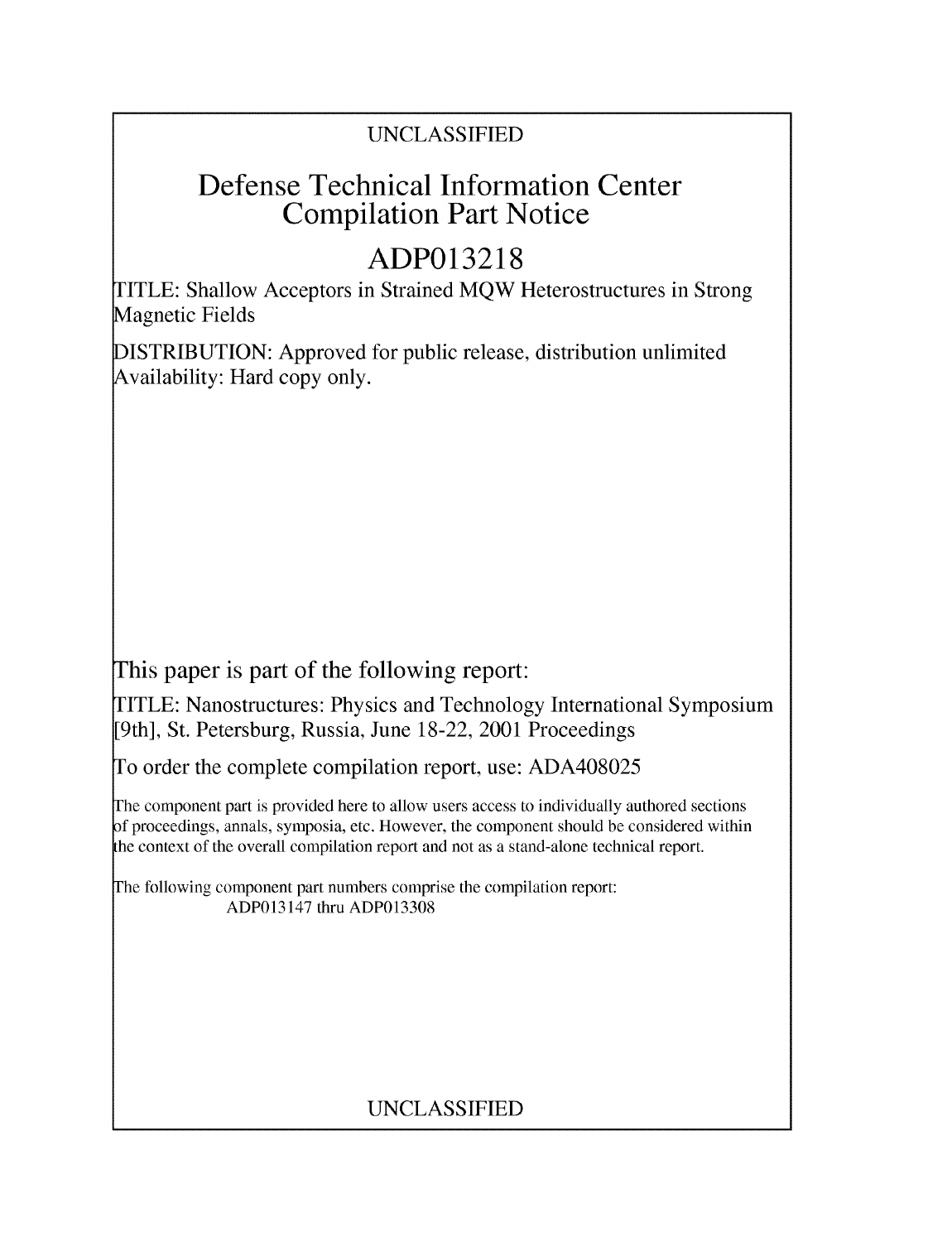UNCLASSIFIED

# Defense Technical Information Center Compilation Part Notice

## ADP013218

TITLE: Shallow Acceptors in Strained MQW Heterostructures in Strong Magnetic Fields

DISTRIBUTION: Approved for public release, distribution unlimited
Availability: Hard copy only.

This paper is part of the following report:

TITLE: Nanostructures: Physics and Technology International Symposium [9th], St. Petersburg, Russia, June 18-22, 2001 Proceedings

To order the complete compilation report, use: ADA408025

The component part is provided here to allow users access to individually authored sections of proceedings, annals, symposia, etc. However, the component should be considered within the context of the overall compilation report and not as a stand-alone technical report.

The following component part numbers comprise the compilation report:
ADP013147 thru ADP013308

UNCLASSIFIED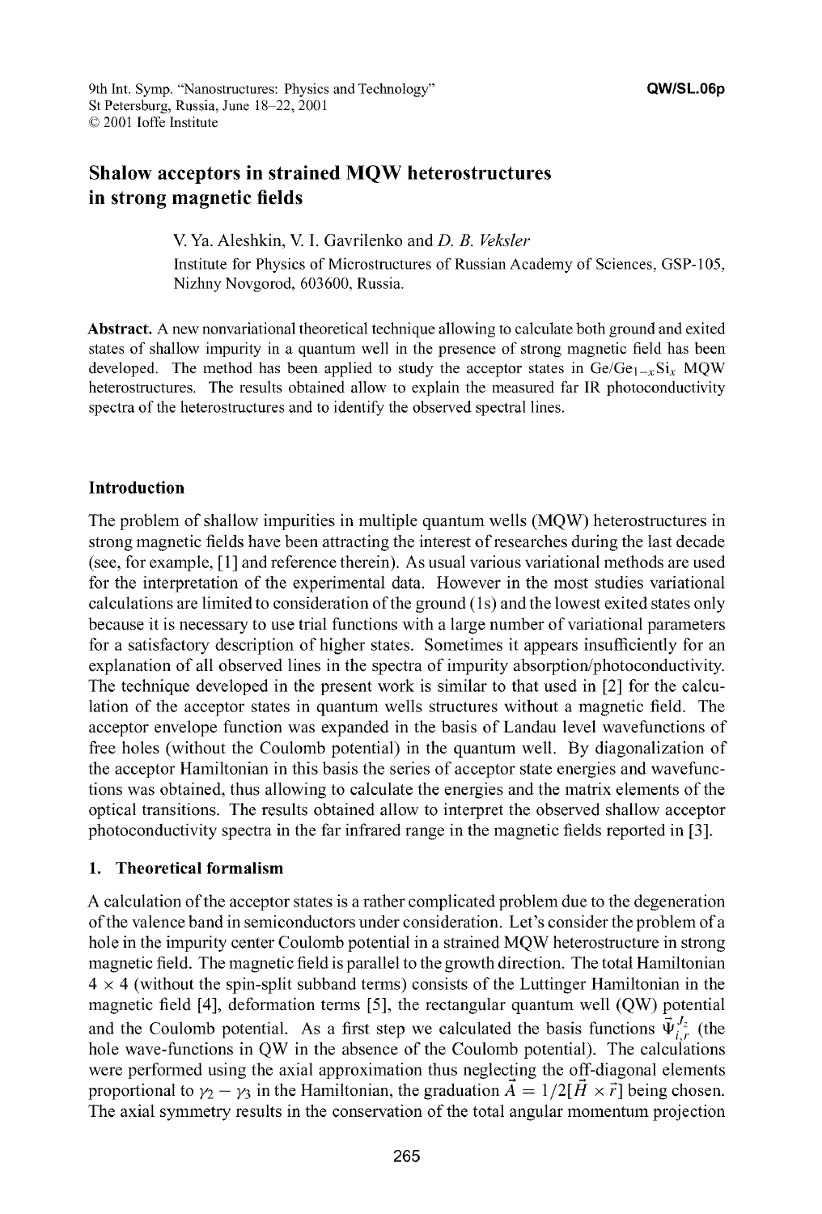# Shalow acceptors in strained MQW heterostructures in strong magnetic fields

V. Ya. Aleshkin, V. I. Gavrilenko and *D. B. Veksler*

Institute for Physics of Microstructures of Russian Academy of Sciences, GSP-105, Nizhny Novgorod, 603600, Russia.

**Abstract.** A new nonvariational theoretical technique allowing to calculate both ground and exited states of shallow impurity in a quantum well in the presence of strong magnetic field has been developed. The method has been applied to study the acceptor states in Ge/Ge$_{1-x}$Si$_x$ MQW heterostructures. The results obtained allow to explain the measured far IR photoconductivity spectra of the heterostructures and to identify the observed spectral lines.

## Introduction

The problem of shallow impurities in multiple quantum wells (MQW) heterostructures in strong magnetic fields have been attracting the interest of researches during the last decade (see, for example, [1] and reference therein). As usual various variational methods are used for the interpretation of the experimental data. However in the most studies variational calculations are limited to consideration of the ground (1s) and the lowest exited states only because it is necessary to use trial functions with a large number of variational parameters for a satisfactory description of higher states. Sometimes it appears insufficiently for an explanation of all observed lines in the spectra of impurity absorption/photoconductivity. The technique developed in the present work is similar to that used in [2] for the calculation of the acceptor states in quantum wells structures without a magnetic field. The acceptor envelope function was expanded in the basis of Landau level wavefunctions of free holes (without the Coulomb potential) in the quantum well. By diagonalization of the acceptor Hamiltonian in this basis the series of acceptor state energies and wavefunctions was obtained, thus allowing to calculate the energies and the matrix elements of the optical transitions. The results obtained allow to interpret the observed shallow acceptor photoconductivity spectra in the far infrared range in the magnetic fields reported in [3].

## 1. Theoretical formalism

A calculation of the acceptor states is a rather complicated problem due to the degeneration of the valence band in semiconductors under consideration. Let's consider the problem of a hole in the impurity center Coulomb potential in a strained MQW heterostructure in strong magnetic field. The magnetic field is parallel to the growth direction. The total Hamiltonian $4 \times 4$ (without the spin-split subband terms) consists of the Luttinger Hamiltonian in the magnetic field [4], deformation terms [5], the rectangular quantum well (QW) potential and the Coulomb potential. As a first step we calculated the basis functions $\vec{\Psi}_{i,r}^{J_z}$ (the hole wave-functions in QW in the absence of the Coulomb potential). The calculations were performed using the axial approximation thus neglecting the off-diagonal elements proportional to $\gamma_2 - \gamma_3$ in the Hamiltonian, the graduation $\vec{A} = 1/2[\vec{H} \times \vec{r}]$ being chosen. The axial symmetry results in the conservation of the total angular momentum projection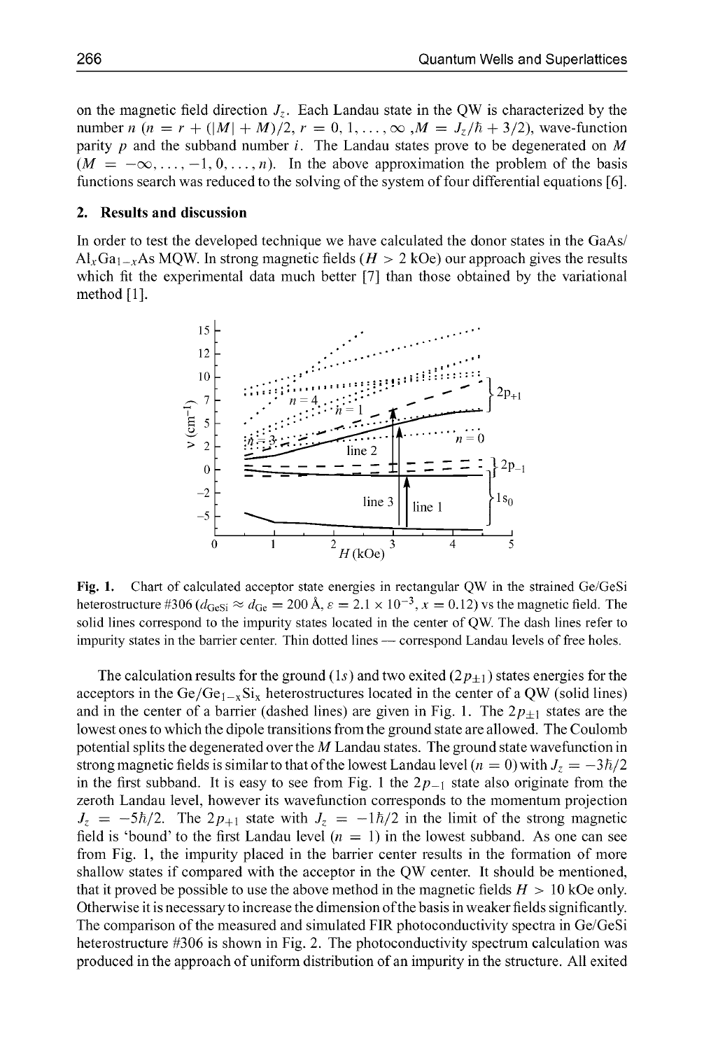on the magnetic field direction $J_z$. Each Landau state in the QW is characterized by the number $n$ ($n = r + (|M| + M)/2$, $r = 0, 1, \ldots, \infty$ ,$M = J_z/\hbar + 3/2$), wave-function parity $p$ and the subband number $i$. The Landau states prove to be degenerated on $M$ ($M = -\infty, \ldots, -1, 0, \ldots, n$). In the above approximation the problem of the basis functions search was reduced to the solving of the system of four differential equations [6].

## 2. Results and discussion

In order to test the developed technique we have calculated the donor states in the GaAs/ $Al_xGa_{1-x}As$ MQW. In strong magnetic fields ($H > 2$ kOe) our approach gives the results which fit the experimental data much better [7] than those obtained by the variational method [1].

**Fig. 1.** Chart of calculated acceptor state energies in rectangular QW in the strained Ge/GeSi heterostructure #306 ($d_{GeSi} \approx d_{Ge} = 200$ Å, $\varepsilon = 2.1 \times 10^{-3}$, $x = 0.12$) vs the magnetic field. The solid lines correspond to the impurity states located in the center of QW. The dash lines refer to impurity states in the barrier center. Thin dotted lines — correspond Landau levels of free holes.

The calculation results for the ground ($1s$) and two exited ($2p_{\pm 1}$) states energies for the acceptors in the $Ge/Ge_{1-x}Si_x$ heterostructures located in the center of a QW (solid lines) and in the center of a barrier (dashed lines) are given in Fig. 1. The $2p_{\pm 1}$ states are the lowest ones to which the dipole transitions from the ground state are allowed. The Coulomb potential splits the degenerated over the $M$ Landau states. The ground state wavefunction in strong magnetic fields is similar to that of the lowest Landau level ($n = 0$) with $J_z = -3\hbar/2$ in the first subband. It is easy to see from Fig. 1 the $2p_{-1}$ state also originate from the zeroth Landau level, however its wavefunction corresponds to the momentum projection $J_z = -5\hbar/2$. The $2p_{+1}$ state with $J_z = -1\hbar/2$ in the limit of the strong magnetic field is 'bound' to the first Landau level ($n = 1$) in the lowest subband. As one can see from Fig. 1, the impurity placed in the barrier center results in the formation of more shallow states if compared with the acceptor in the QW center. It should be mentioned, that it proved be possible to use the above method in the magnetic fields $H > 10$ kOe only. Otherwise it is necessary to increase the dimension of the basis in weaker fields significantly. The comparison of the measured and simulated FIR photoconductivity spectra in Ge/GeSi heterostructure #306 is shown in Fig. 2. The photoconductivity spectrum calculation was produced in the approach of uniform distribution of an impurity in the structure. All exited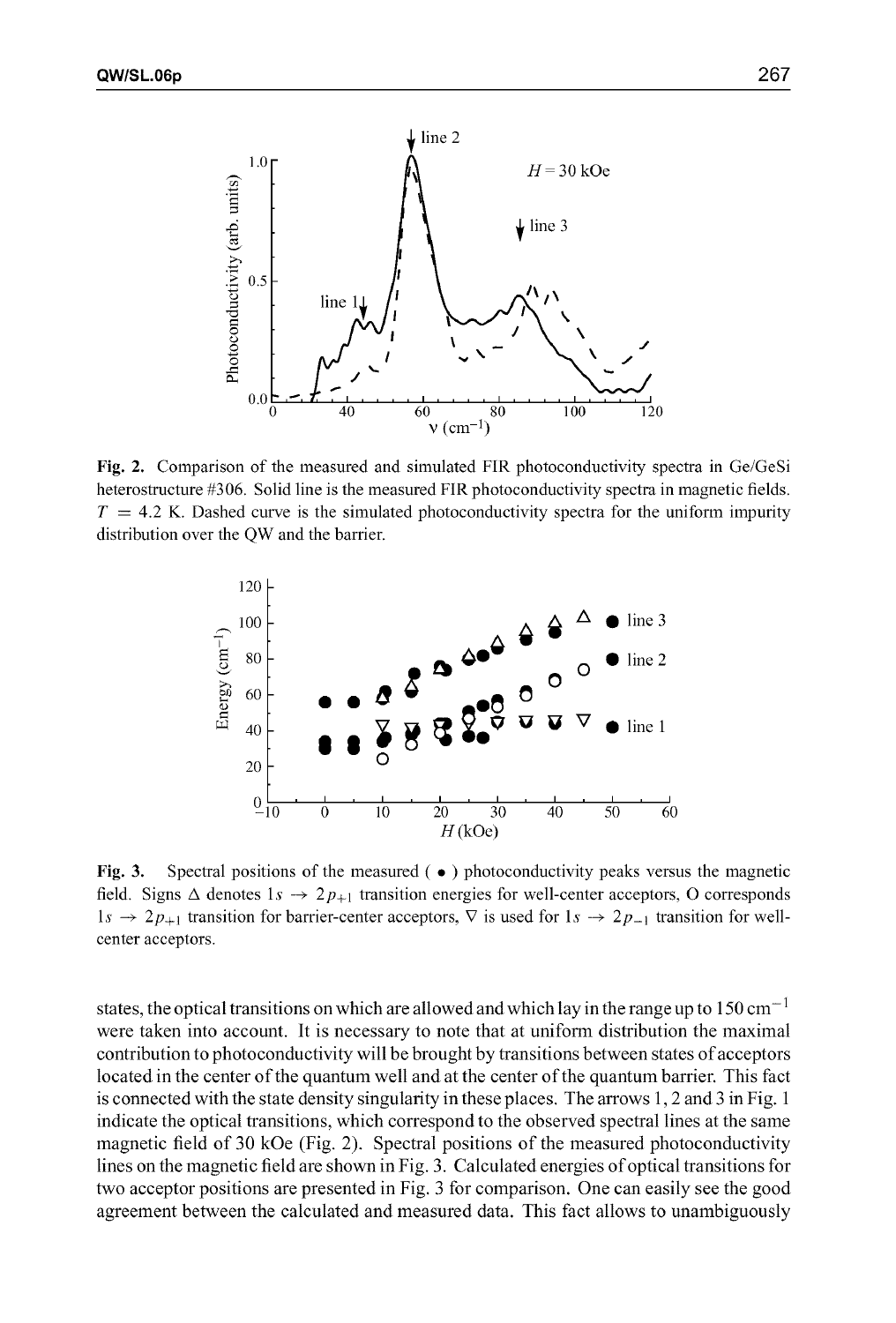**Fig. 2.** Comparison of the measured and simulated FIR photoconductivity spectra in Ge/GeSi heterostructure #306. Solid line is the measured FIR photoconductivity spectra in magnetic fields. $T = 4.2$ K. Dashed curve is the simulated photoconductivity spectra for the uniform impurity distribution over the QW and the barrier.

**Fig. 3.** Spectral positions of the measured ( • ) photoconductivity peaks versus the magnetic field. Signs Δ denotes $1s \rightarrow 2p_{+1}$ transition energies for well-center acceptors, O corresponds $1s \rightarrow 2p_{+1}$ transition for barrier-center acceptors, ∇ is used for $1s \rightarrow 2p_{-1}$ transition for well-center acceptors.

states, the optical transitions on which are allowed and which lay in the range up to 150 $\text{cm}^{-1}$ were taken into account. It is necessary to note that at uniform distribution the maximal contribution to photoconductivity will be brought by transitions between states of acceptors located in the center of the quantum well and at the center of the quantum barrier. This fact is connected with the state density singularity in these places. The arrows 1, 2 and 3 in Fig. 1 indicate the optical transitions, which correspond to the observed spectral lines at the same magnetic field of 30 kOe (Fig. 2). Spectral positions of the measured photoconductivity lines on the magnetic field are shown in Fig. 3. Calculated energies of optical transitions for two acceptor positions are presented in Fig. 3 for comparison. One can easily see the good agreement between the calculated and measured data. This fact allows to unambiguously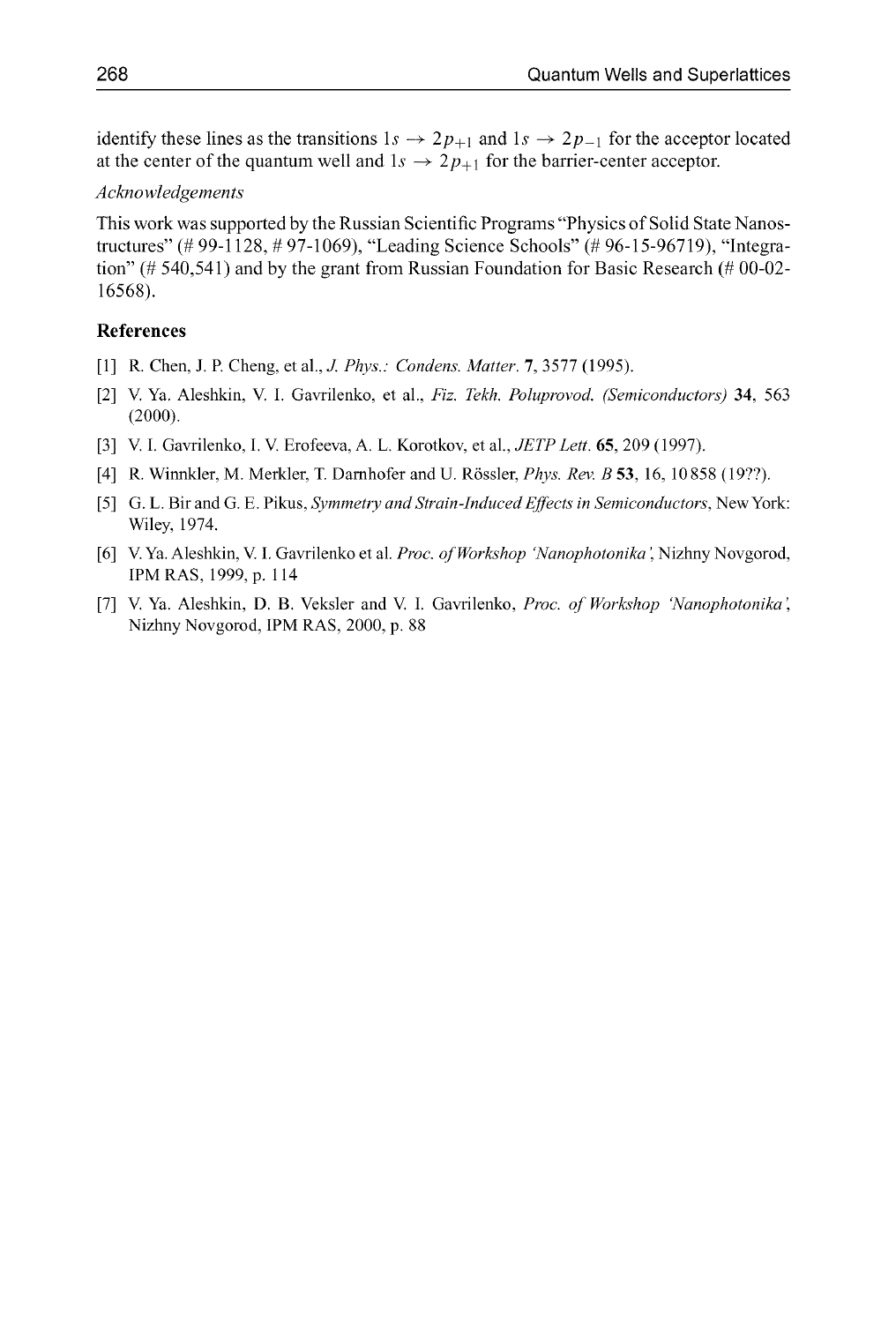identify these lines as the transitions $1s \rightarrow 2p_{+1}$ and $1s \rightarrow 2p_{-1}$ for the acceptor located at the center of the quantum well and $1s \rightarrow 2p_{+1}$ for the barrier-center acceptor.

*Acknowledgements*

This work was supported by the Russian Scientific Programs "Physics of Solid State Nanostructures" (# 99-1128, # 97-1069), "Leading Science Schools" (# 96-15-96719), "Integration" (# 540,541) and by the grant from Russian Foundation for Basic Research (# 00-02-16568).

## References

[1] R. Chen, J. P. Cheng, et al., *J. Phys.: Condens. Matter.* **7**, 3577 (1995).

[2] V. Ya. Aleshkin, V. I. Gavrilenko, et al., *Fiz. Tekh. Poluprovod. (Semiconductors)* **34**, 563 (2000).

[3] V. I. Gavrilenko, I. V. Erofeeva, A. L. Korotkov, et al., *JETP Lett.* **65**, 209 (1997).

[4] R. Winnkler, M. Merkler, T. Darnhofer and U. Rössler, *Phys. Rev. B* **53**, 16, 10 858 (19??).

[5] G. L. Bir and G. E. Pikus, *Symmetry and Strain-Induced Effects in Semiconductors*, New York: Wiley, 1974.

[6] V. Ya. Aleshkin, V. I. Gavrilenko et al. *Proc. of Workshop 'Nanophotonika'*, Nizhny Novgorod, IPM RAS, 1999, p. 114

[7] V. Ya. Aleshkin, D. B. Veksler and V. I. Gavrilenko, *Proc. of Workshop 'Nanophotonika'*, Nizhny Novgorod, IPM RAS, 2000, p. 88